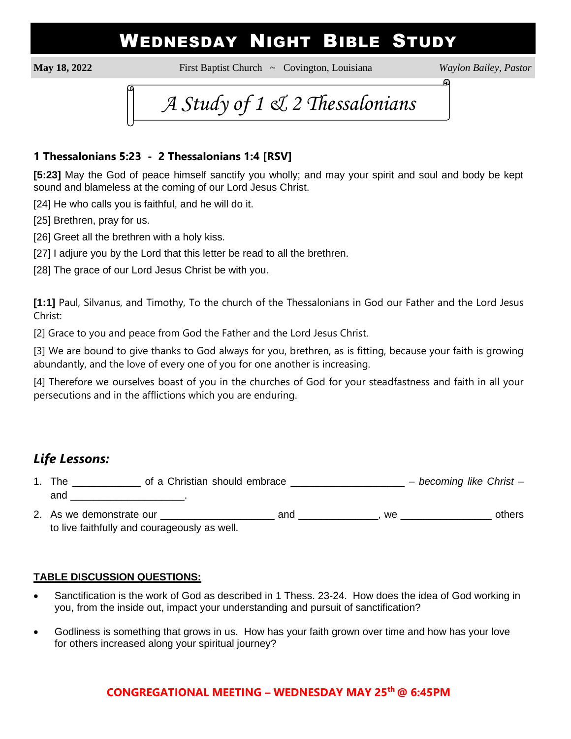# WEDNESDAY NIGHT BIBLE STUDY

**May 18, 2022** First Baptist Church ~ Covington, Louisiana *Waylon Bailey, Pastor*

## *A Study of 1 & 2 Thessalonians*

### 1 Thessalonians 5:23 - 2 Thessalonians 1:4 [RSV]

**[5:23]** May the God of peace himself sanctify you wholly; and may your spirit and soul and body be kept sound and blameless at the coming of our Lord Jesus Christ.

[24] He who calls you is faithful, and he will do it.

[25] Brethren, pray for us.

[26] Greet all the brethren with a holy kiss.

[27] I adjure you by the Lord that this letter be read to all the brethren.

[28] The grace of our Lord Jesus Christ be with you.

**[1:1]** Paul, Silvanus, and Timothy, To the church of the Thessalonians in God our Father and the Lord Jesus Christ:

[2] Grace to you and peace from God the Father and the Lord Jesus Christ.

[3] We are bound to give thanks to God always for you, brethren, as is fitting, because your faith is growing abundantly, and the love of every one of you for one another is increasing.

[4] Therefore we ourselves boast of you in the churches of God for your steadfastness and faith in all your persecutions and in the afflictions which you are enduring.

## *Life Lessons:*

1. The ____________ of a Christian should embrace ____________________ – *becoming like Christ* – and ____________________.
2. As we demonstrate our ____________________ and ______________, we ________________ others to live faithfully and courageously as well.

**TABLE DISCUSSION QUESTIONS:**

- Sanctification is the work of God as described in 1 Thess. 23-24. How does the idea of God working in you, from the inside out, impact your understanding and pursuit of sanctification?
- Godliness is something that grows in us. How has your faith grown over time and how has your love for others increased along your spiritual journey?

**CONGREGATIONAL MEETING – WEDNESDAY MAY 25th @ 6:45PM**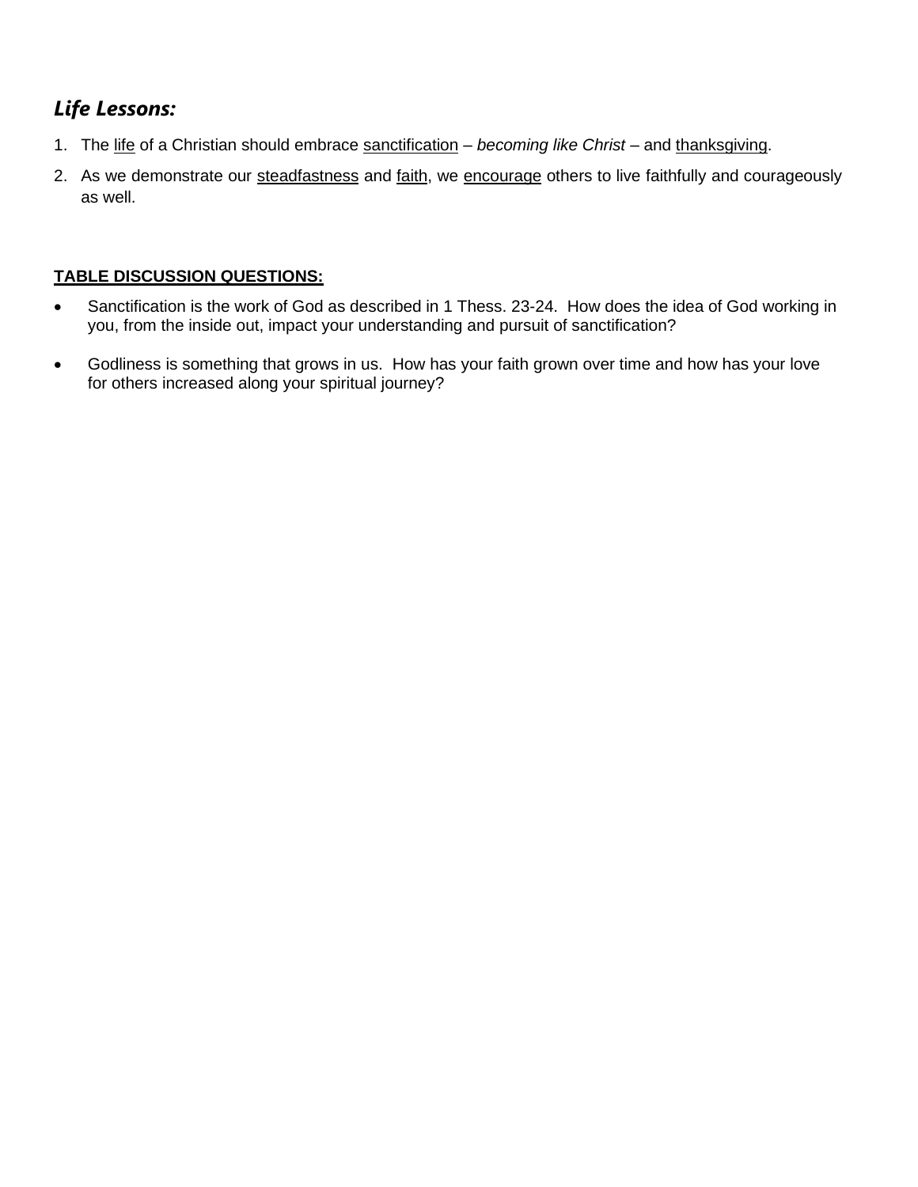### *Life Lessons:*

1. The life of a Christian should embrace sanctification – *becoming like Christ* – and thanksgiving.
2. As we demonstrate our steadfastness and faith, we encourage others to live faithfully and courageously as well.

**TABLE DISCUSSION QUESTIONS:**

- Sanctification is the work of God as described in 1 Thess. 23-24. How does the idea of God working in you, from the inside out, impact your understanding and pursuit of sanctification?
- Godliness is something that grows in us. How has your faith grown over time and how has your love for others increased along your spiritual journey?